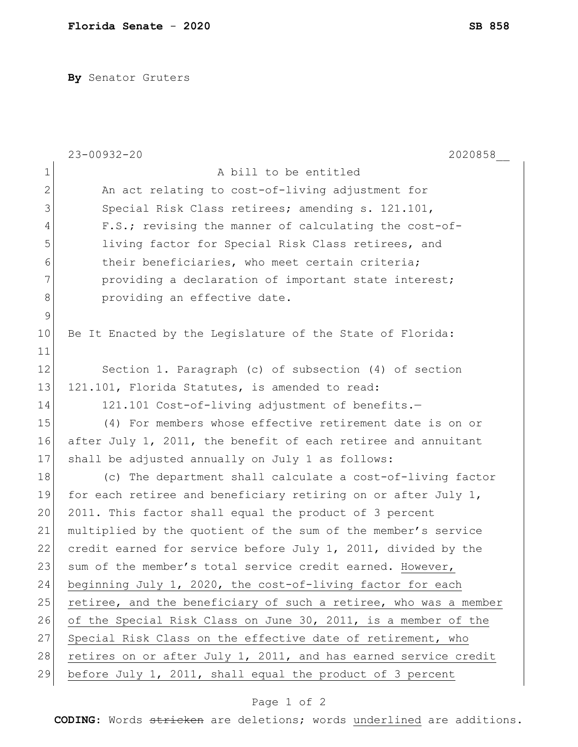**Florida Senate - 2020** **SB 858**

**By** Senator Gruters

23-00932-20 2020858__

A bill to be entitled

An act relating to cost-of-living adjustment for Special Risk Class retirees; amending s. 121.101, F.S.; revising the manner of calculating the cost-of-living factor for Special Risk Class retirees, and their beneficiaries, who meet certain criteria; providing a declaration of important state interest; providing an effective date.

Be It Enacted by the Legislature of the State of Florida:

Section 1. Paragraph (c) of subsection (4) of section 121.101, Florida Statutes, is amended to read:

121.101 Cost-of-living adjustment of benefits.—

(4) For members whose effective retirement date is on or after July 1, 2011, the benefit of each retiree and annuitant shall be adjusted annually on July 1 as follows:

(c) The department shall calculate a cost-of-living factor for each retiree and beneficiary retiring on or after July 1, 2011. This factor shall equal the product of 3 percent multiplied by the quotient of the sum of the member's service credit earned for service before July 1, 2011, divided by the sum of the member's total service credit earned. <u>However, beginning July 1, 2020, the cost-of-living factor for each retiree, and the beneficiary of such a retiree, who was a member of the Special Risk Class on June 30, 2011, is a member of the Special Risk Class on the effective date of retirement, who retires on or after July 1, 2011, and has earned service credit before July 1, 2011, shall equal the product of 3 percent</u>

**CODING:** Words ~~stricken~~ are deletions; words <u>underlined</u> are additions.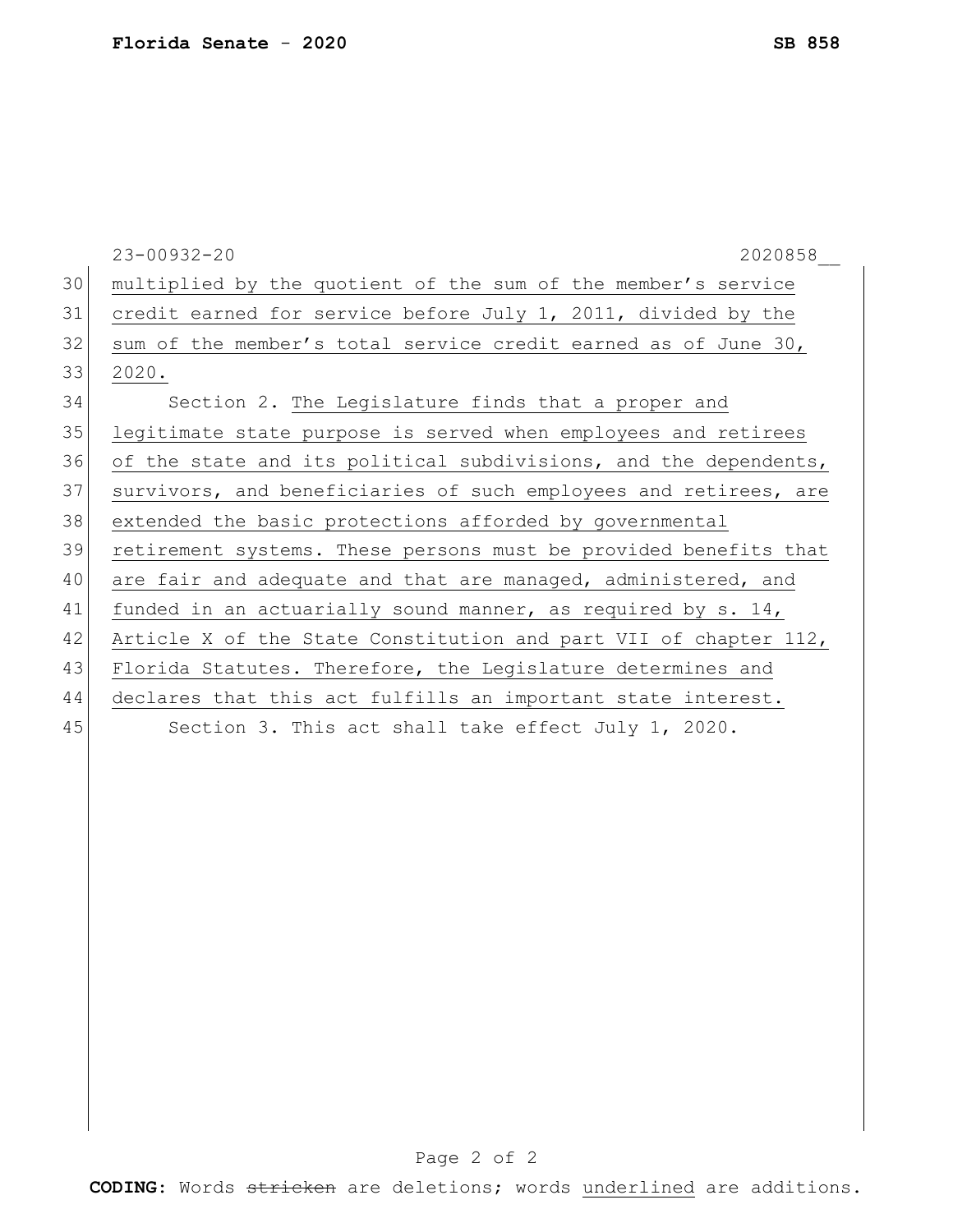23-00932-20 2020858__

multiplied by the quotient of the sum of the member's service credit earned for service before July 1, 2011, divided by the sum of the member's total service credit earned as of June 30, 2020.

Section 2. The Legislature finds that a proper and legitimate state purpose is served when employees and retirees of the state and its political subdivisions, and the dependents, survivors, and beneficiaries of such employees and retirees, are extended the basic protections afforded by governmental retirement systems. These persons must be provided benefits that are fair and adequate and that are managed, administered, and funded in an actuarially sound manner, as required by s. 14, Article X of the State Constitution and part VII of chapter 112, Florida Statutes. Therefore, the Legislature determines and declares that this act fulfills an important state interest.

Section 3. This act shall take effect July 1, 2020.

**CODING:** Words ~~stricken~~ are deletions; words underlined are additions.